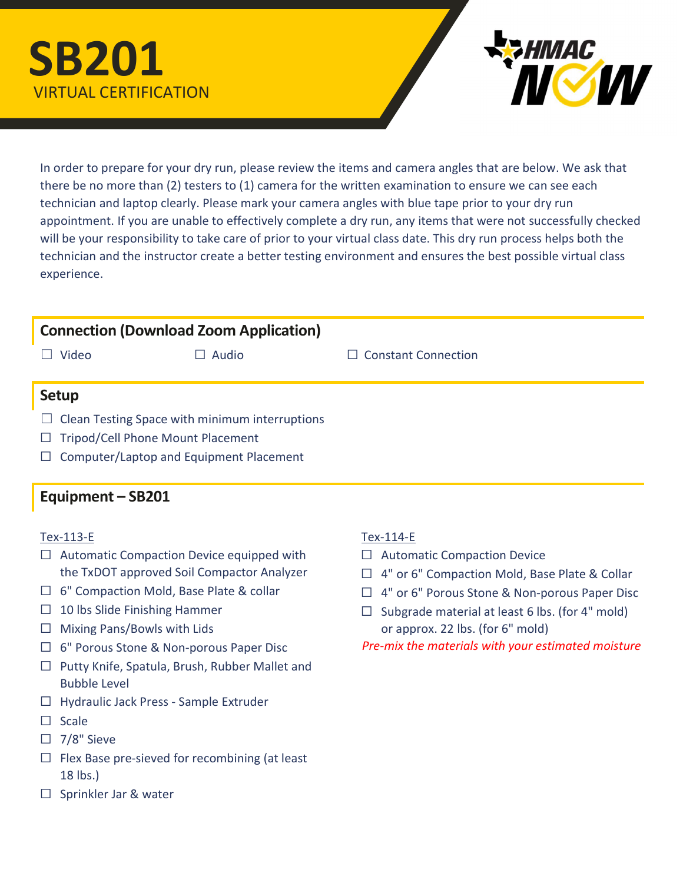# SB201

VIRTUAL CERTIFICATION

In order to prepare for your dry run, please review the items and camera angles that are below. We ask that there be no more than (2) testers to (1) camera for the written examination to ensure we can see each technician and laptop clearly. Please mark your camera angles with blue tape prior to your dry run appointment. If you are unable to effectively complete a dry run, any items that were not successfully checked will be your responsibility to take care of prior to your virtual class date. This dry run process helps both the technician and the instructor create a better testing environment and ensures the best possible virtual class experience.

## Connection (Download Zoom Application)

☐ Video ☐ Audio ☐ Constant Connection

## Setup

☐ Clean Testing Space with minimum interruptions
☐ Tripod/Cell Phone Mount Placement
☐ Computer/Laptop and Equipment Placement

## Equipment – SB201

Tex-113-E

☐ Automatic Compaction Device equipped with the TxDOT approved Soil Compactor Analyzer
☐ 6" Compaction Mold, Base Plate & collar
☐ 10 lbs Slide Finishing Hammer
☐ Mixing Pans/Bowls with Lids
☐ 6" Porous Stone & Non-porous Paper Disc
☐ Putty Knife, Spatula, Brush, Rubber Mallet and Bubble Level
☐ Hydraulic Jack Press - Sample Extruder
☐ Scale
☐ 7/8" Sieve
☐ Flex Base pre-sieved for recombining (at least 18 lbs.)
☐ Sprinkler Jar & water

Tex-114-E

☐ Automatic Compaction Device
☐ 4" or 6" Compaction Mold, Base Plate & Collar
☐ 4" or 6" Porous Stone & Non-porous Paper Disc
☐ Subgrade material at least 6 lbs. (for 4" mold) or approx. 22 lbs. (for 6" mold)

*Pre-mix the materials with your estimated moisture*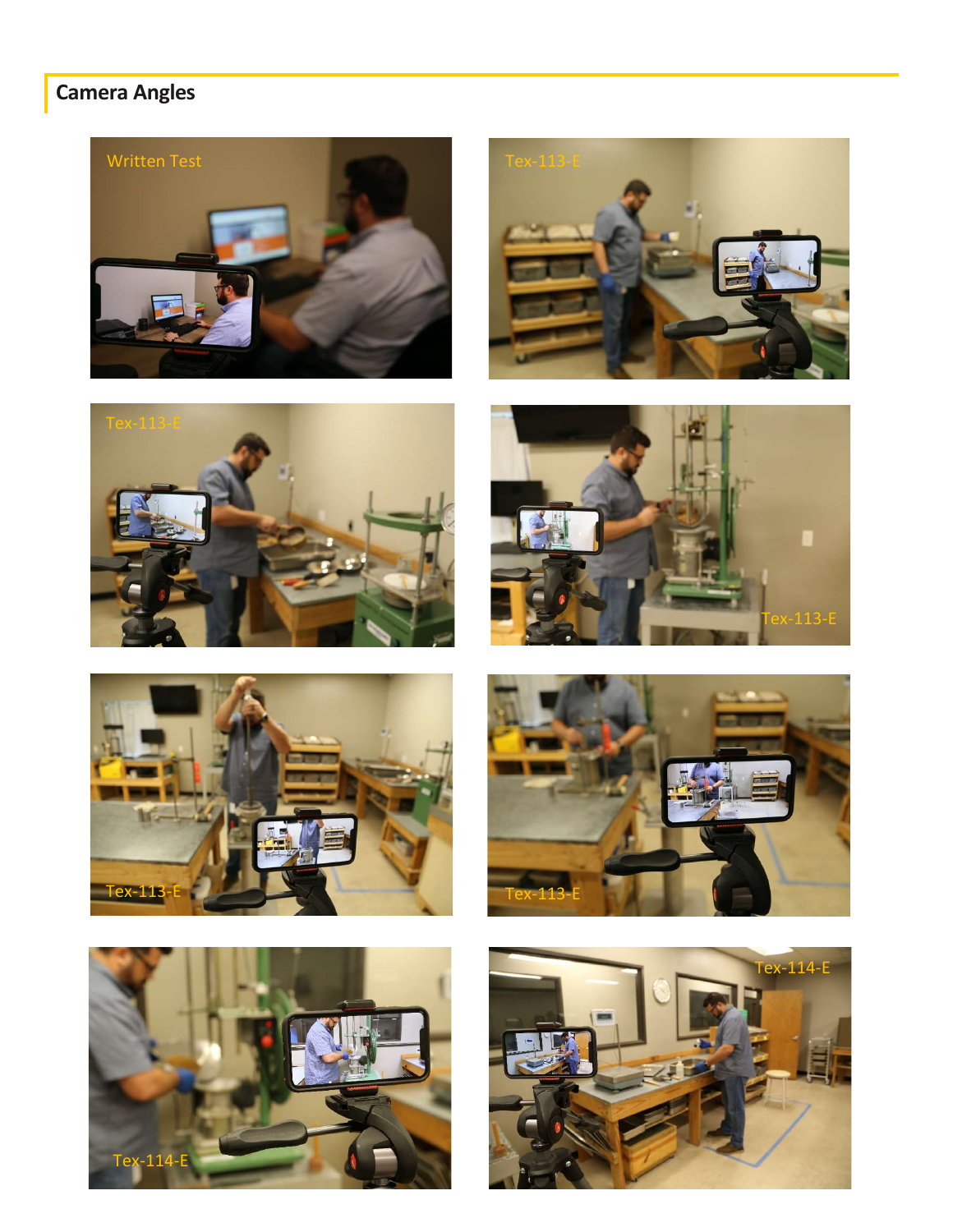## Camera Angles

Written Test

Tex-113-E

Tex-113-E

Tex-113-E

Tex-113-E

Tex-113-E

Tex-114-E

Tex-114-E